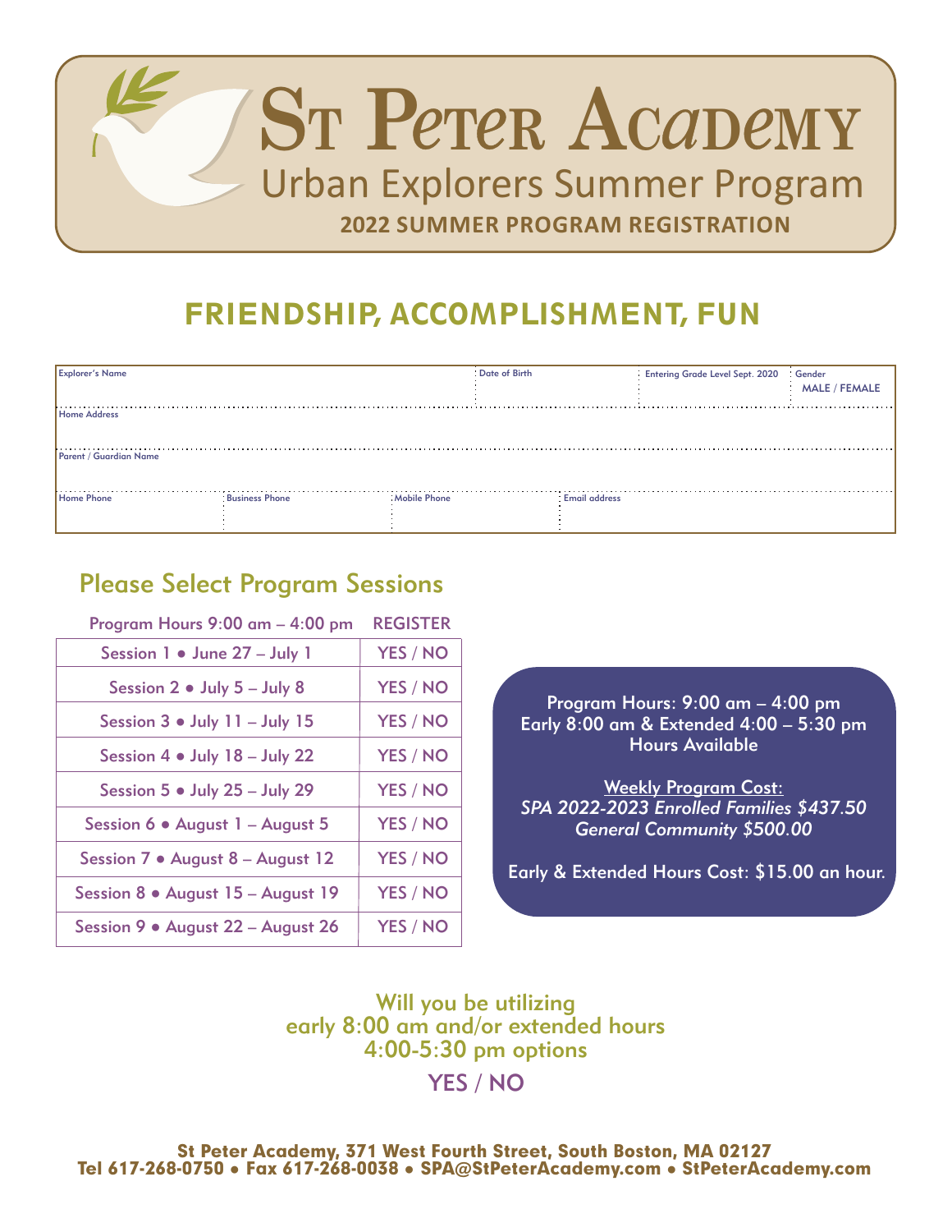# St Peter Academy

## Urban Explorers Summer Program

**2022 SUMMER PROGRAM REGISTRATION**

## FRIENDSHIP, ACCOMPLISHMENT, FUN

| Explorer's Name | | | Date of Birth | Entering Grade Level Sept. 2020 | Gender MALE / FEMALE |
|---|---|---|---|---|---|
| Home Address | | | | | |
| Parent / Guardian Name | | | | | |
| Home Phone | Business Phone | Mobile Phone | Email address | | |

## Please Select Program Sessions

| Program Hours 9:00 am – 4:00 pm | REGISTER |
|---|---|
| Session 1 • June 27 – July 1 | YES / NO |
| Session 2 • July 5 – July 8 | YES / NO |
| Session 3 • July 11 – July 15 | YES / NO |
| Session 4 • July 18 – July 22 | YES / NO |
| Session 5 • July 25 – July 29 | YES / NO |
| Session 6 • August 1 – August 5 | YES / NO |
| Session 7 • August 8 – August 12 | YES / NO |
| Session 8 • August 15 – August 19 | YES / NO |
| Session 9 • August 22 – August 26 | YES / NO |

Program Hours: 9:00 am – 4:00 pm
Early 8:00 am & Extended 4:00 – 5:30 pm Hours Available

Weekly Program Cost:
*SPA 2022-2023 Enrolled Families $437.50*
*General Community $500.00*

Early & Extended Hours Cost: $15.00 an hour.

Will you be utilizing early 8:00 am and/or extended hours 4:00-5:30 pm options

YES / NO

**St Peter Academy, 371 West Fourth Street, South Boston, MA 02127**
**Tel 617-268-0750 • Fax 617-268-0038 • SPA@StPeterAcademy.com • StPeterAcademy.com**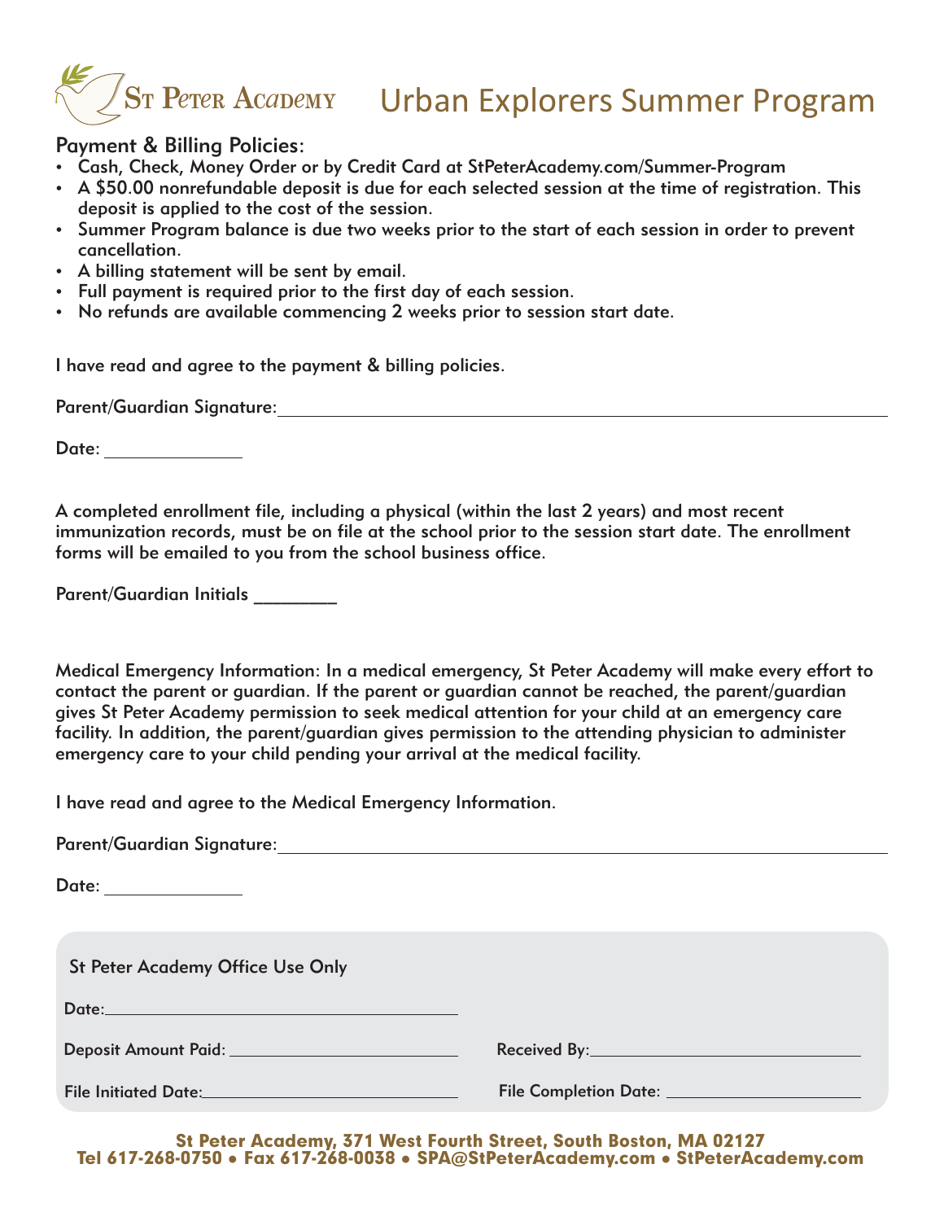St Peter Academy

# Urban Explorers Summer Program

## Payment & Billing Policies:

- Cash, Check, Money Order or by Credit Card at StPeterAcademy.com/Summer-Program
- A $50.00 nonrefundable deposit is due for each selected session at the time of registration. This deposit is applied to the cost of the session.
- Summer Program balance is due two weeks prior to the start of each session in order to prevent cancellation.
- A billing statement will be sent by email.
- Full payment is required prior to the first day of each session.
- No refunds are available commencing 2 weeks prior to session start date.

I have read and agree to the payment & billing policies.

Parent/Guardian Signature: ______________________________

Date: ______________

A completed enrollment file, including a physical (within the last 2 years) and most recent immunization records, must be on file at the school prior to the session start date. The enrollment forms will be emailed to you from the school business office.

Parent/Guardian Initials ________

Medical Emergency Information: In a medical emergency, St Peter Academy will make every effort to contact the parent or guardian. If the parent or guardian cannot be reached, the parent/guardian gives St Peter Academy permission to seek medical attention for your child at an emergency care facility. In addition, the parent/guardian gives permission to the attending physician to administer emergency care to your child pending your arrival at the medical facility.

I have read and agree to the Medical Emergency Information.

Parent/Guardian Signature: ______________________________

Date: ______________

**St Peter Academy Office Use Only**

Date: ______________________________

Deposit Amount Paid: ______________________ Received By: ______________________

File Initiated Date: ______________________ File Completion Date: ______________________

**St Peter Academy, 371 West Fourth Street, South Boston, MA 02127**
**Tel 617-268-0750 • Fax 617-268-0038 • SPA@StPeterAcademy.com • StPeterAcademy.com**